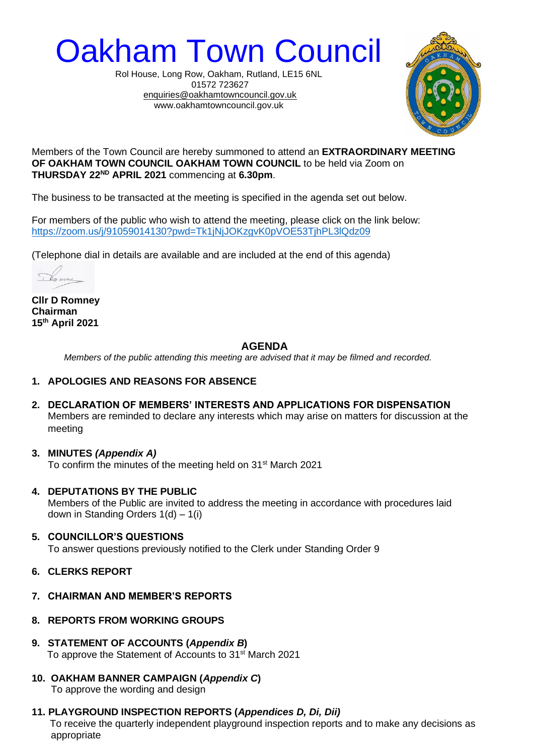# Oakham Town Council

Rol House, Long Row, Oakham, Rutland, LE15 6NL
01572 723627
enquiries@oakhamtowncouncil.gov.uk
www.oakhamtowncouncil.gov.uk

Members of the Town Council are hereby summoned to attend an **EXTRAORDINARY MEETING OF OAKHAM TOWN COUNCIL OAKHAM TOWN COUNCIL** to be held via Zoom on **THURSDAY 22ND APRIL 2021** commencing at **6.30pm**.

The business to be transacted at the meeting is specified in the agenda set out below.

For members of the public who wish to attend the meeting, please click on the link below:
https://zoom.us/j/91059014130?pwd=Tk1jNjJOKzgvK0pVOE53TjhPL3lQdz09

(Telephone dial in details are available and are included at the end of this agenda)

**Cllr D Romney**
**Chairman**
**15th April 2021**

## AGENDA

*Members of the public attending this meeting are advised that it may be filmed and recorded.*

1. **APOLOGIES AND REASONS FOR ABSENCE**

2. **DECLARATION OF MEMBERS' INTERESTS AND APPLICATIONS FOR DISPENSATION**
   Members are reminded to declare any interests which may arise on matters for discussion at the meeting

3. **MINUTES *(Appendix A)***
   To confirm the minutes of the meeting held on 31st March 2021

4. **DEPUTATIONS BY THE PUBLIC**
   Members of the Public are invited to address the meeting in accordance with procedures laid down in Standing Orders 1(d) – 1(i)

5. **COUNCILLOR'S QUESTIONS**
   To answer questions previously notified to the Clerk under Standing Order 9

6. **CLERKS REPORT**

7. **CHAIRMAN AND MEMBER'S REPORTS**

8. **REPORTS FROM WORKING GROUPS**

9. **STATEMENT OF ACCOUNTS (*Appendix B*)**
   To approve the Statement of Accounts to 31st March 2021

10. **OAKHAM BANNER CAMPAIGN (*Appendix C*)**
    To approve the wording and design

11. **PLAYGROUND INSPECTION REPORTS (*Appendices D, Di, Dii)***
    To receive the quarterly independent playground inspection reports and to make any decisions as appropriate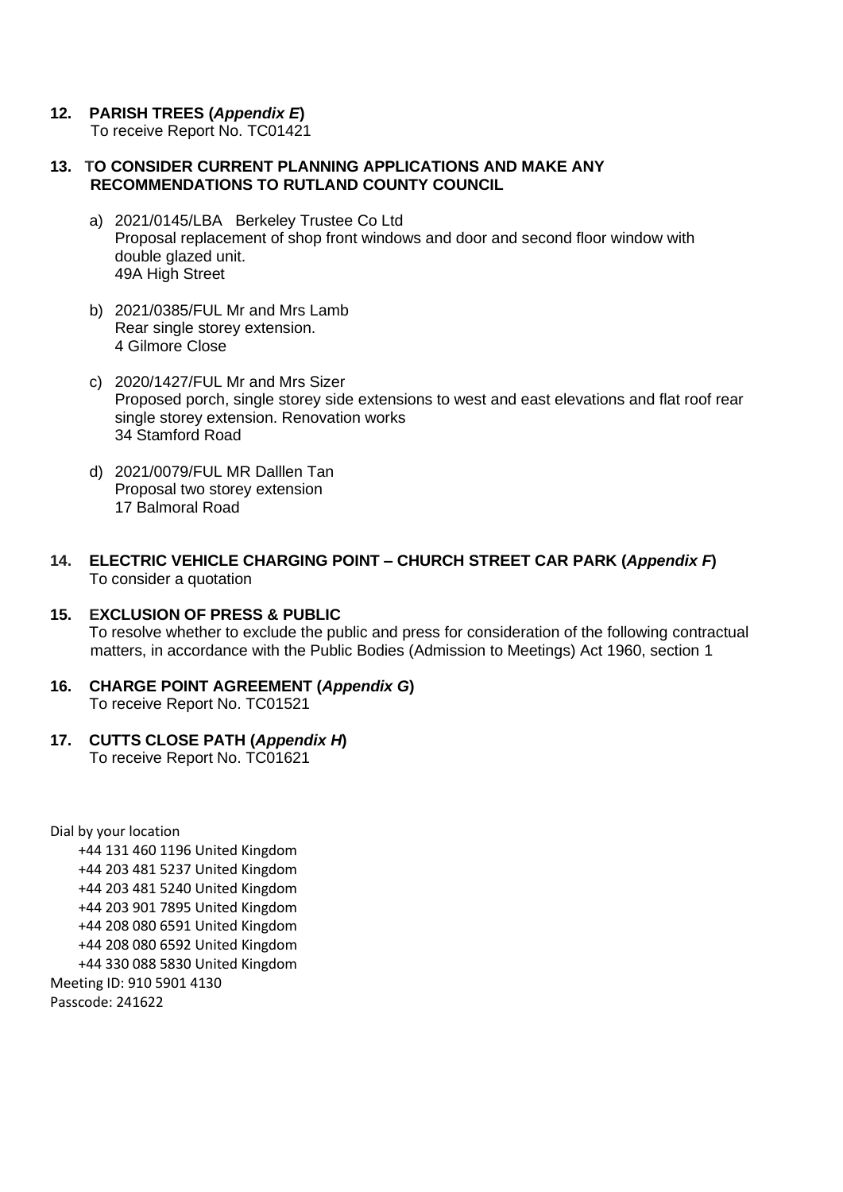**12. PARISH TREES (*Appendix E*)**
To receive Report No. TC01421

**13. TO CONSIDER CURRENT PLANNING APPLICATIONS AND MAKE ANY RECOMMENDATIONS TO RUTLAND COUNTY COUNCIL**

a) 2021/0145/LBA Berkeley Trustee Co Ltd
Proposal replacement of shop front windows and door and second floor window with double glazed unit.
49A High Street

b) 2021/0385/FUL Mr and Mrs Lamb
Rear single storey extension.
4 Gilmore Close

c) 2020/1427/FUL Mr and Mrs Sizer
Proposed porch, single storey side extensions to west and east elevations and flat roof rear single storey extension. Renovation works
34 Stamford Road

d) 2021/0079/FUL MR Dalllen Tan
Proposal two storey extension
17 Balmoral Road

**14. ELECTRIC VEHICLE CHARGING POINT – CHURCH STREET CAR PARK (*Appendix F*)**
To consider a quotation

**15. EXCLUSION OF PRESS & PUBLIC**
To resolve whether to exclude the public and press for consideration of the following contractual matters, in accordance with the Public Bodies (Admission to Meetings) Act 1960, section 1

**16. CHARGE POINT AGREEMENT (*Appendix G*)**
To receive Report No. TC01521

**17. CUTTS CLOSE PATH (*Appendix H*)**
To receive Report No. TC01621

Dial by your location
+44 131 460 1196 United Kingdom
+44 203 481 5237 United Kingdom
+44 203 481 5240 United Kingdom
+44 203 901 7895 United Kingdom
+44 208 080 6591 United Kingdom
+44 208 080 6592 United Kingdom
+44 330 088 5830 United Kingdom
Meeting ID: 910 5901 4130
Passcode: 241622